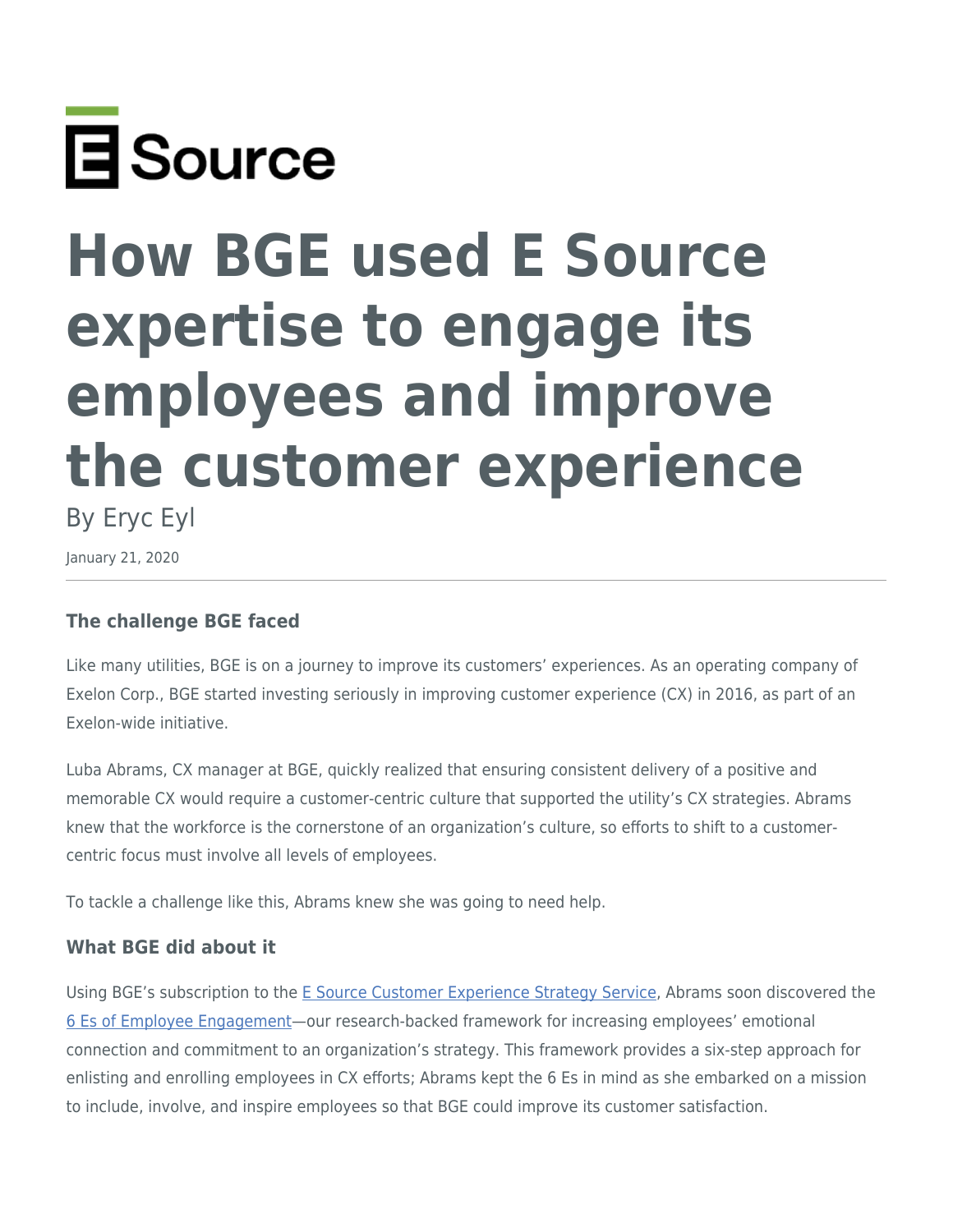E Source

# How BGE used E Source expertise to engage its employees and improve the customer experience

By Eryc Eyl

January 21, 2020

---

### The challenge BGE faced

Like many utilities, BGE is on a journey to improve its customers' experiences. As an operating company of Exelon Corp., BGE started investing seriously in improving customer experience (CX) in 2016, as part of an Exelon-wide initiative.

Luba Abrams, CX manager at BGE, quickly realized that ensuring consistent delivery of a positive and memorable CX would require a customer-centric culture that supported the utility's CX strategies. Abrams knew that the workforce is the cornerstone of an organization's culture, so efforts to shift to a customer-centric focus must involve all levels of employees.

To tackle a challenge like this, Abrams knew she was going to need help.

### What BGE did about it

Using BGE's subscription to the E Source Customer Experience Strategy Service, Abrams soon discovered the 6 Es of Employee Engagement—our research-backed framework for increasing employees' emotional connection and commitment to an organization's strategy. This framework provides a six-step approach for enlisting and enrolling employees in CX efforts; Abrams kept the 6 Es in mind as she embarked on a mission to include, involve, and inspire employees so that BGE could improve its customer satisfaction.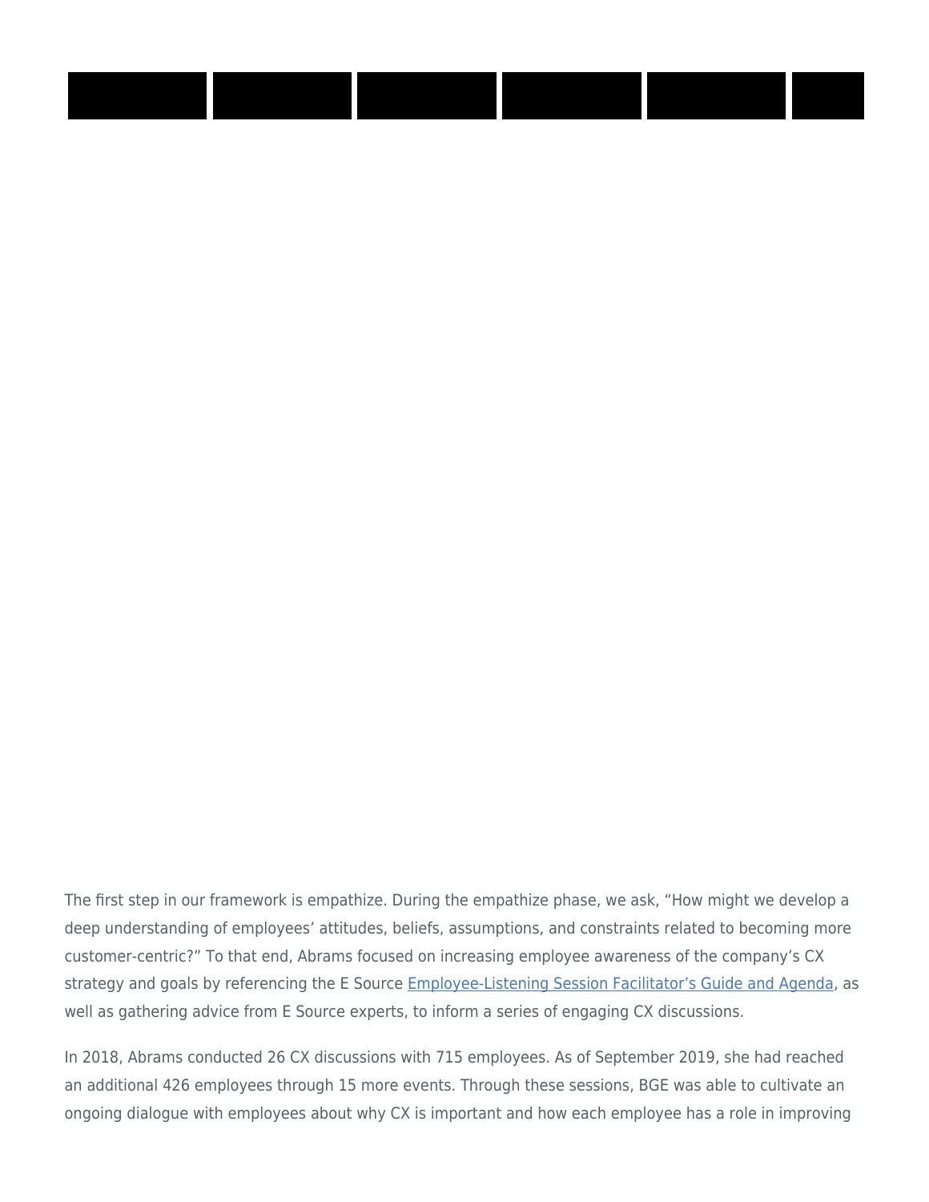The first step in our framework is empathize. During the empathize phase, we ask, “How might we develop a deep understanding of employees’ attitudes, beliefs, assumptions, and constraints related to becoming more customer-centric?” To that end, Abrams focused on increasing employee awareness of the company’s CX strategy and goals by referencing the E Source [Employee-Listening Session Facilitator’s Guide and Agenda](), as well as gathering advice from E Source experts, to inform a series of engaging CX discussions.

In 2018, Abrams conducted 26 CX discussions with 715 employees. As of September 2019, she had reached an additional 426 employees through 15 more events. Through these sessions, BGE was able to cultivate an ongoing dialogue with employees about why CX is important and how each employee has a role in improving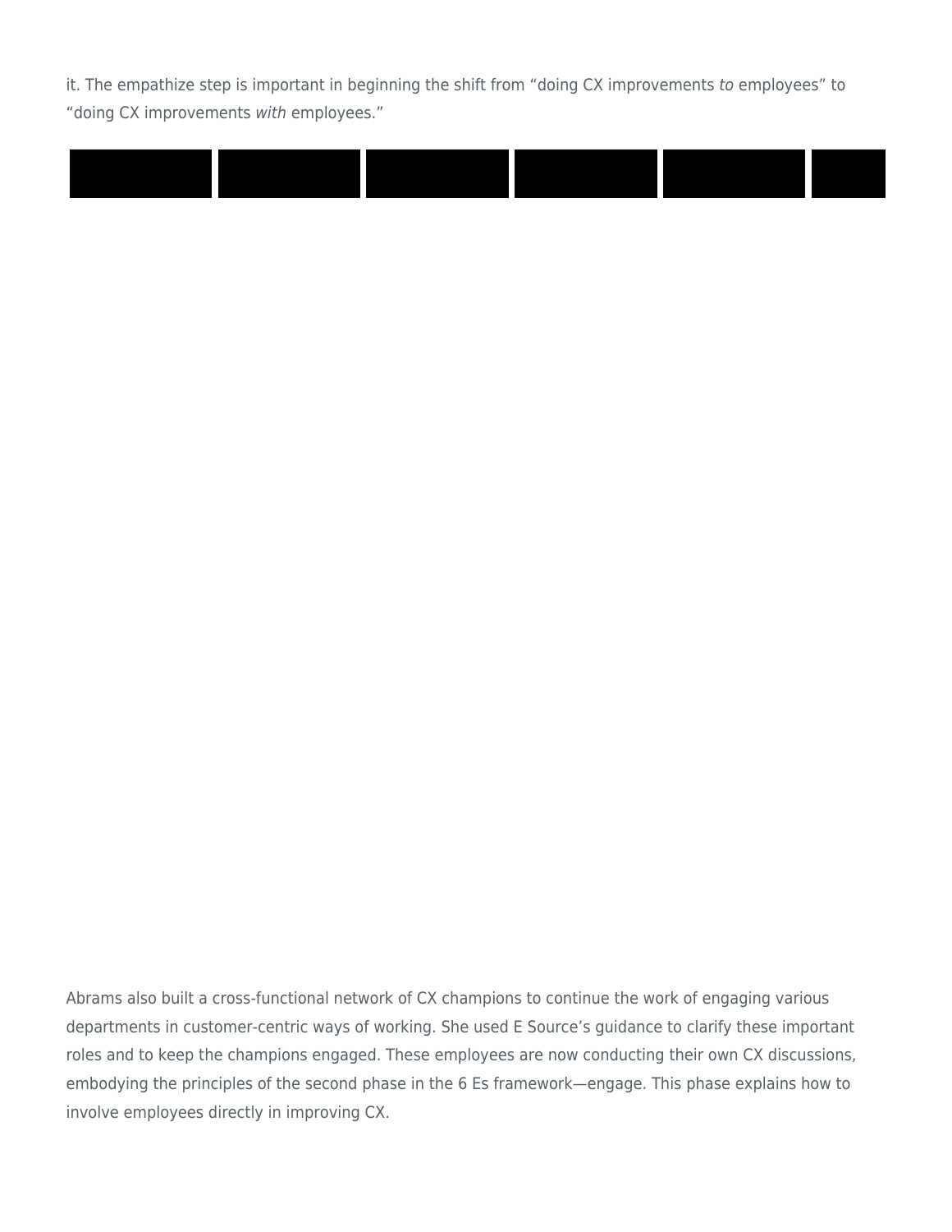it. The empathize step is important in beginning the shift from “doing CX improvements *to* employees” to “doing CX improvements *with* employees.”

Abrams also built a cross-functional network of CX champions to continue the work of engaging various departments in customer-centric ways of working. She used E Source’s guidance to clarify these important roles and to keep the champions engaged. These employees are now conducting their own CX discussions, embodying the principles of the second phase in the 6 Es framework—engage. This phase explains how to involve employees directly in improving CX.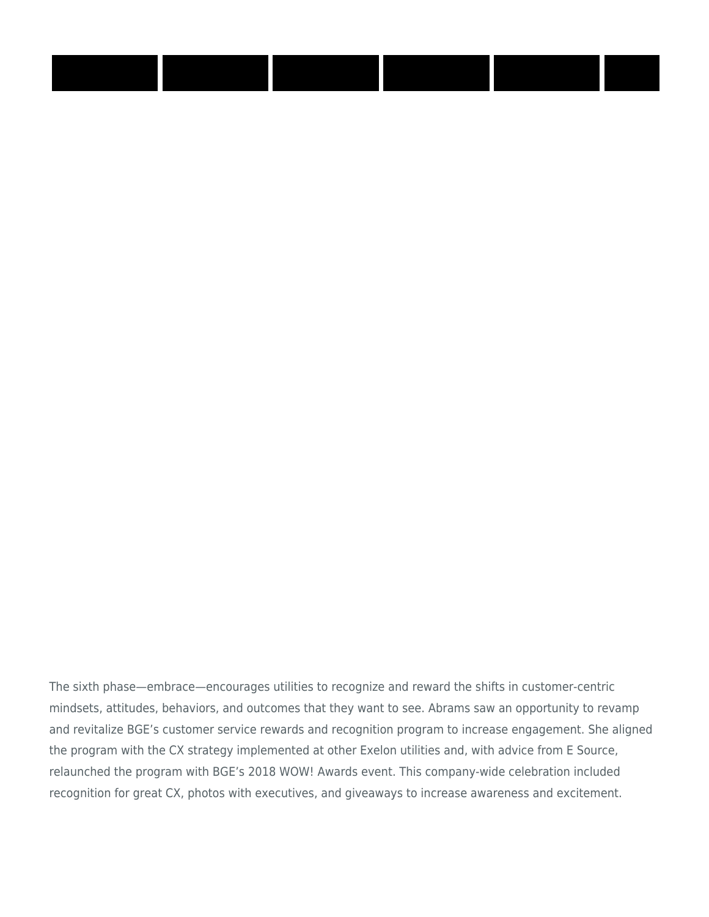The sixth phase—embrace—encourages utilities to recognize and reward the shifts in customer-centric mindsets, attitudes, behaviors, and outcomes that they want to see. Abrams saw an opportunity to revamp and revitalize BGE's customer service rewards and recognition program to increase engagement. She aligned the program with the CX strategy implemented at other Exelon utilities and, with advice from E Source, relaunched the program with BGE's 2018 WOW! Awards event. This company-wide celebration included recognition for great CX, photos with executives, and giveaways to increase awareness and excitement.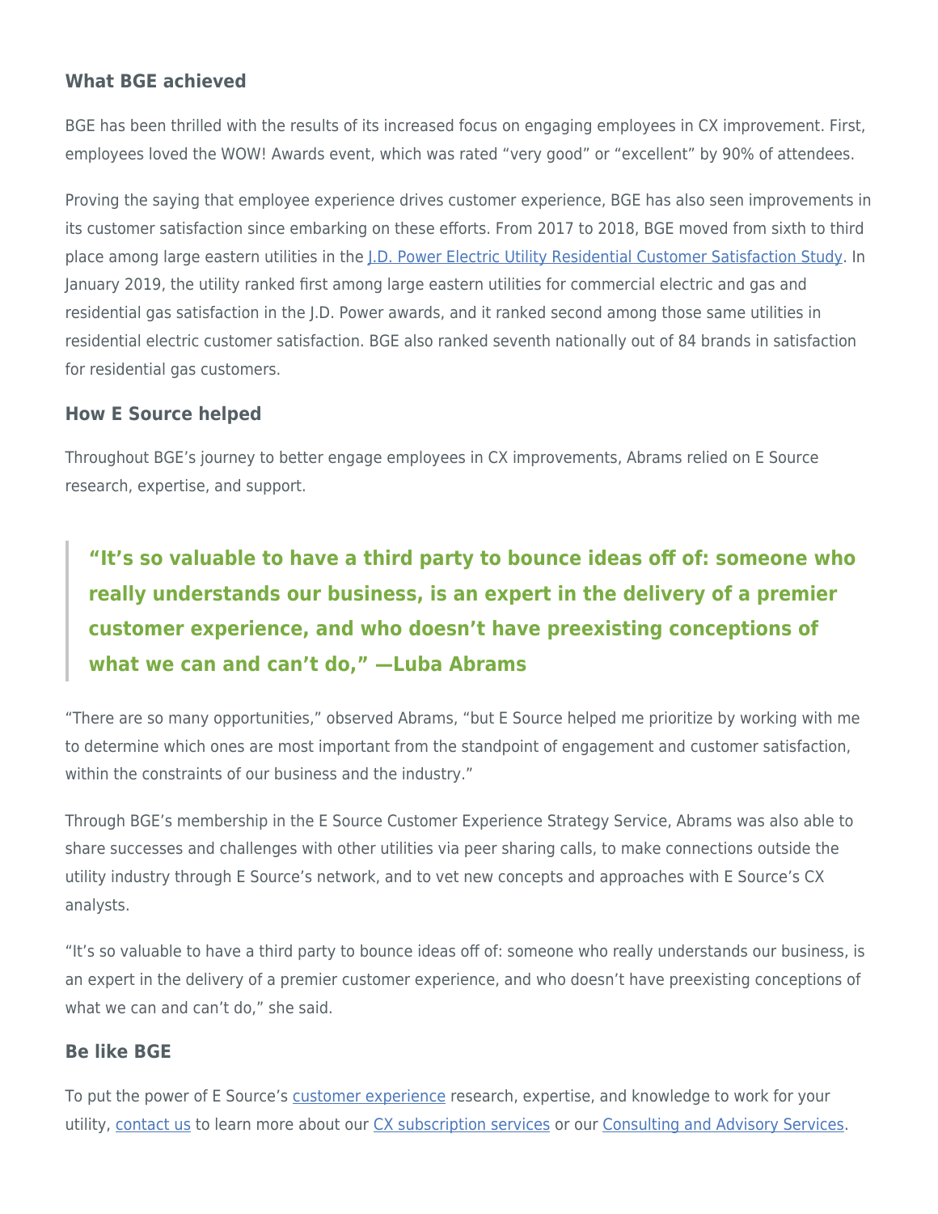### What BGE achieved

BGE has been thrilled with the results of its increased focus on engaging employees in CX improvement. First, employees loved the WOW! Awards event, which was rated "very good" or "excellent" by 90% of attendees.

Proving the saying that employee experience drives customer experience, BGE has also seen improvements in its customer satisfaction since embarking on these efforts. From 2017 to 2018, BGE moved from sixth to third place among large eastern utilities in the [J.D. Power Electric Utility Residential Customer Satisfaction Study](). In January 2019, the utility ranked first among large eastern utilities for commercial electric and gas and residential gas satisfaction in the J.D. Power awards, and it ranked second among those same utilities in residential electric customer satisfaction. BGE also ranked seventh nationally out of 84 brands in satisfaction for residential gas customers.

### How E Source helped

Throughout BGE's journey to better engage employees in CX improvements, Abrams relied on E Source research, expertise, and support.

> **"It's so valuable to have a third party to bounce ideas off of: someone who really understands our business, is an expert in the delivery of a premier customer experience, and who doesn't have preexisting conceptions of what we can and can't do," —Luba Abrams**

"There are so many opportunities," observed Abrams, "but E Source helped me prioritize by working with me to determine which ones are most important from the standpoint of engagement and customer satisfaction, within the constraints of our business and the industry."

Through BGE's membership in the E Source Customer Experience Strategy Service, Abrams was also able to share successes and challenges with other utilities via peer sharing calls, to make connections outside the utility industry through E Source's network, and to vet new concepts and approaches with E Source's CX analysts.

"It's so valuable to have a third party to bounce ideas off of: someone who really understands our business, is an expert in the delivery of a premier customer experience, and who doesn't have preexisting conceptions of what we can and can't do," she said.

### Be like BGE

To put the power of E Source's [customer experience]() research, expertise, and knowledge to work for your utility, [contact us]() to learn more about our [CX subscription services]() or our [Consulting and Advisory Services]().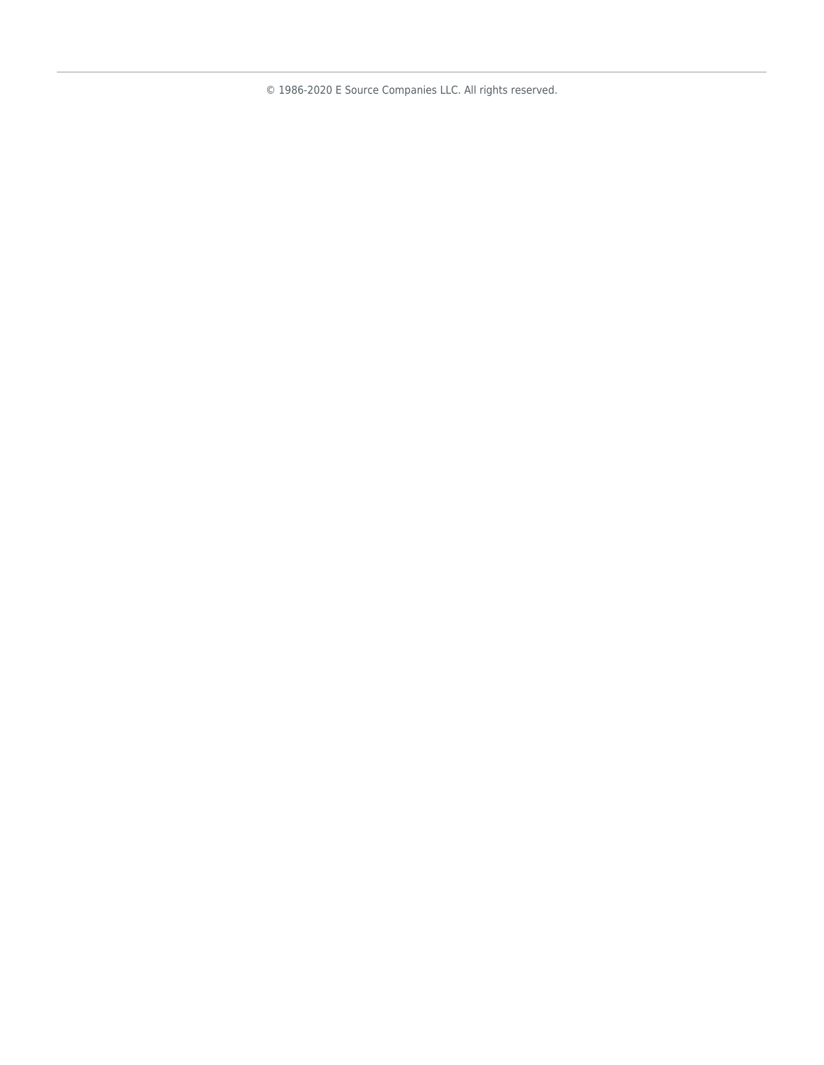© 1986-2020 E Source Companies LLC. All rights reserved.